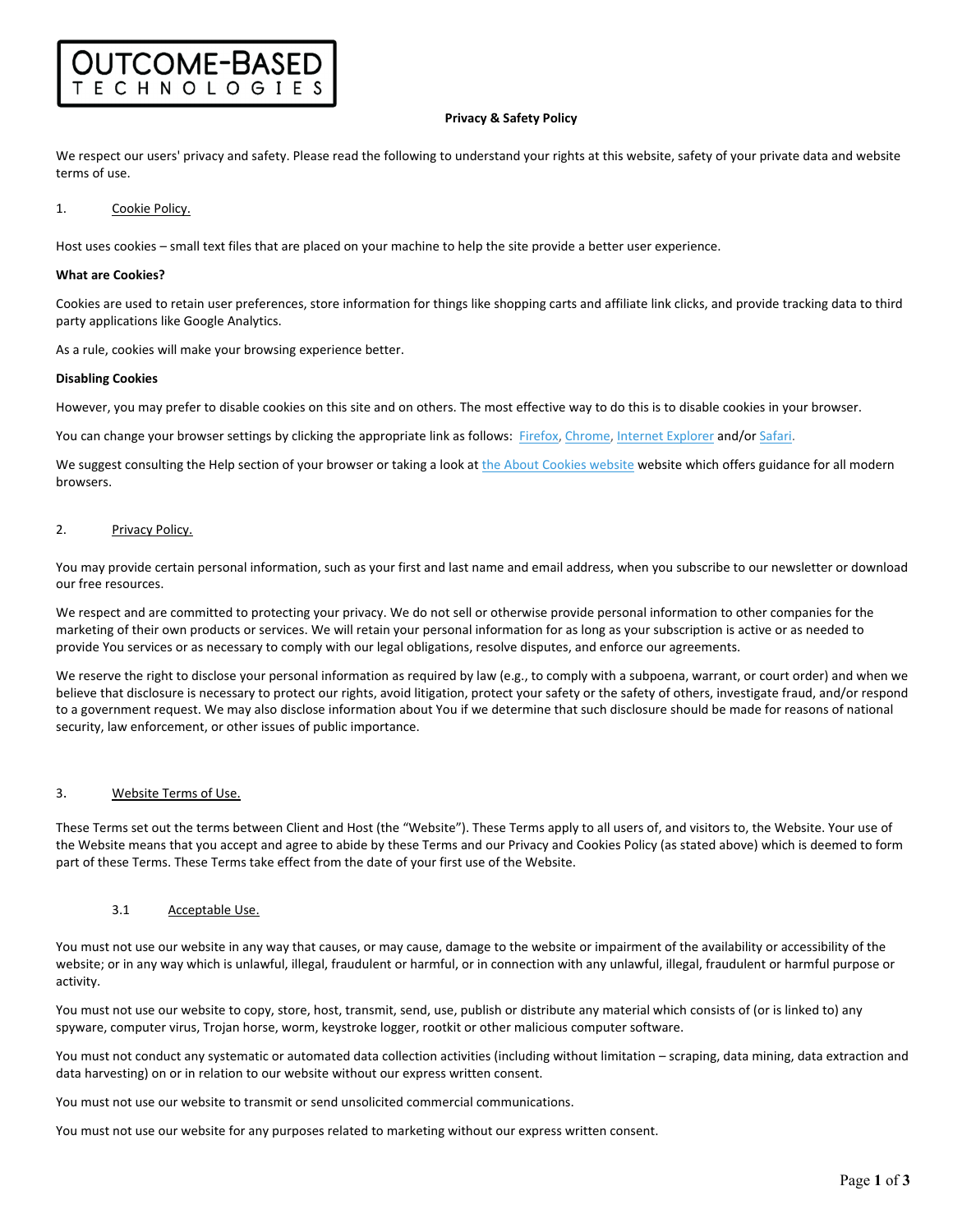**OUTCOME-BASED TECHNOLOGIES**

# Privacy & Safety Policy

We respect our users' privacy and safety. Please read the following to understand your rights at this website, safety of your private data and website terms of use.

## 1. Cookie Policy.

Host uses cookies – small text files that are placed on your machine to help the site provide a better user experience.

**What are Cookies?**

Cookies are used to retain user preferences, store information for things like shopping carts and affiliate link clicks, and provide tracking data to third party applications like Google Analytics.

As a rule, cookies will make your browsing experience better.

**Disabling Cookies**

However, you may prefer to disable cookies on this site and on others. The most effective way to do this is to disable cookies in your browser.

You can change your browser settings by clicking the appropriate link as follows: Firefox, Chrome, Internet Explorer and/or Safari.

We suggest consulting the Help section of your browser or taking a look at the About Cookies website website which offers guidance for all modern browsers.

## 2. Privacy Policy.

You may provide certain personal information, such as your first and last name and email address, when you subscribe to our newsletter or download our free resources.

We respect and are committed to protecting your privacy. We do not sell or otherwise provide personal information to other companies for the marketing of their own products or services. We will retain your personal information for as long as your subscription is active or as needed to provide You services or as necessary to comply with our legal obligations, resolve disputes, and enforce our agreements.

We reserve the right to disclose your personal information as required by law (e.g., to comply with a subpoena, warrant, or court order) and when we believe that disclosure is necessary to protect our rights, avoid litigation, protect your safety or the safety of others, investigate fraud, and/or respond to a government request. We may also disclose information about You if we determine that such disclosure should be made for reasons of national security, law enforcement, or other issues of public importance.

## 3. Website Terms of Use.

These Terms set out the terms between Client and Host (the "Website"). These Terms apply to all users of, and visitors to, the Website. Your use of the Website means that you accept and agree to abide by these Terms and our Privacy and Cookies Policy (as stated above) which is deemed to form part of these Terms. These Terms take effect from the date of your first use of the Website.

### 3.1 Acceptable Use.

You must not use our website in any way that causes, or may cause, damage to the website or impairment of the availability or accessibility of the website; or in any way which is unlawful, illegal, fraudulent or harmful, or in connection with any unlawful, illegal, fraudulent or harmful purpose or activity.

You must not use our website to copy, store, host, transmit, send, use, publish or distribute any material which consists of (or is linked to) any spyware, computer virus, Trojan horse, worm, keystroke logger, rootkit or other malicious computer software.

You must not conduct any systematic or automated data collection activities (including without limitation – scraping, data mining, data extraction and data harvesting) on or in relation to our website without our express written consent.

You must not use our website to transmit or send unsolicited commercial communications.

You must not use our website for any purposes related to marketing without our express written consent.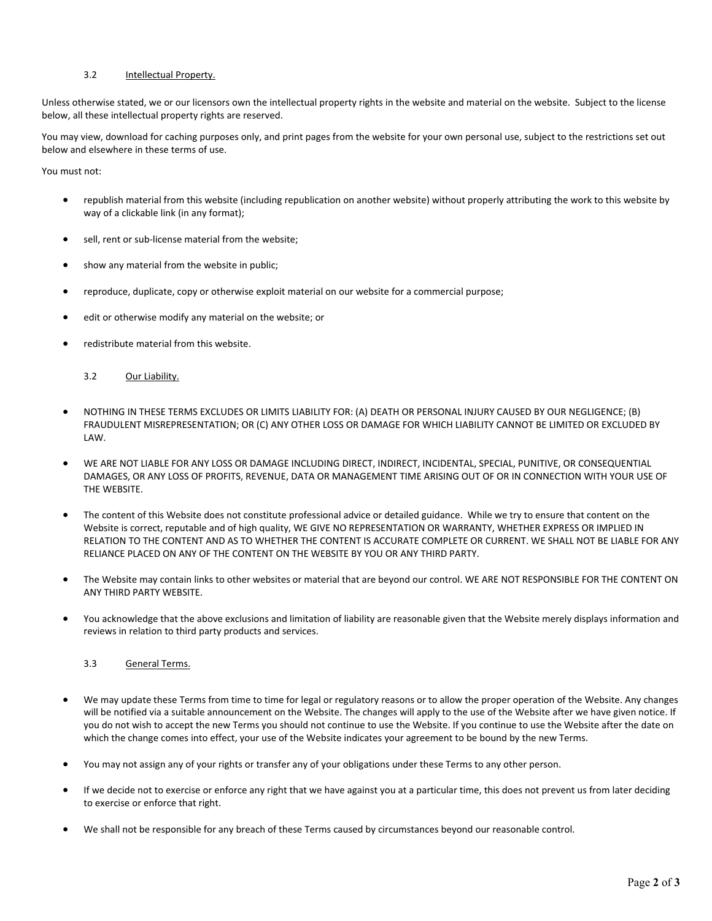### 3.2 Intellectual Property.

Unless otherwise stated, we or our licensors own the intellectual property rights in the website and material on the website. Subject to the license below, all these intellectual property rights are reserved.

You may view, download for caching purposes only, and print pages from the website for your own personal use, subject to the restrictions set out below and elsewhere in these terms of use.

You must not:

- republish material from this website (including republication on another website) without properly attributing the work to this website by way of a clickable link (in any format);
- sell, rent or sub-license material from the website;
- show any material from the website in public;
- reproduce, duplicate, copy or otherwise exploit material on our website for a commercial purpose;
- edit or otherwise modify any material on the website; or
- redistribute material from this website.

### 3.2 Our Liability.

- NOTHING IN THESE TERMS EXCLUDES OR LIMITS LIABILITY FOR: (A) DEATH OR PERSONAL INJURY CAUSED BY OUR NEGLIGENCE; (B) FRAUDULENT MISREPRESENTATION; OR (C) ANY OTHER LOSS OR DAMAGE FOR WHICH LIABILITY CANNOT BE LIMITED OR EXCLUDED BY LAW.
- WE ARE NOT LIABLE FOR ANY LOSS OR DAMAGE INCLUDING DIRECT, INDIRECT, INCIDENTAL, SPECIAL, PUNITIVE, OR CONSEQUENTIAL DAMAGES, OR ANY LOSS OF PROFITS, REVENUE, DATA OR MANAGEMENT TIME ARISING OUT OF OR IN CONNECTION WITH YOUR USE OF THE WEBSITE.
- The content of this Website does not constitute professional advice or detailed guidance. While we try to ensure that content on the Website is correct, reputable and of high quality, WE GIVE NO REPRESENTATION OR WARRANTY, WHETHER EXPRESS OR IMPLIED IN RELATION TO THE CONTENT AND AS TO WHETHER THE CONTENT IS ACCURATE COMPLETE OR CURRENT. WE SHALL NOT BE LIABLE FOR ANY RELIANCE PLACED ON ANY OF THE CONTENT ON THE WEBSITE BY YOU OR ANY THIRD PARTY.
- The Website may contain links to other websites or material that are beyond our control. WE ARE NOT RESPONSIBLE FOR THE CONTENT ON ANY THIRD PARTY WEBSITE.
- You acknowledge that the above exclusions and limitation of liability are reasonable given that the Website merely displays information and reviews in relation to third party products and services.

### 3.3 General Terms.

- We may update these Terms from time to time for legal or regulatory reasons or to allow the proper operation of the Website. Any changes will be notified via a suitable announcement on the Website. The changes will apply to the use of the Website after we have given notice. If you do not wish to accept the new Terms you should not continue to use the Website. If you continue to use the Website after the date on which the change comes into effect, your use of the Website indicates your agreement to be bound by the new Terms.
- You may not assign any of your rights or transfer any of your obligations under these Terms to any other person.
- If we decide not to exercise or enforce any right that we have against you at a particular time, this does not prevent us from later deciding to exercise or enforce that right.
- We shall not be responsible for any breach of these Terms caused by circumstances beyond our reasonable control.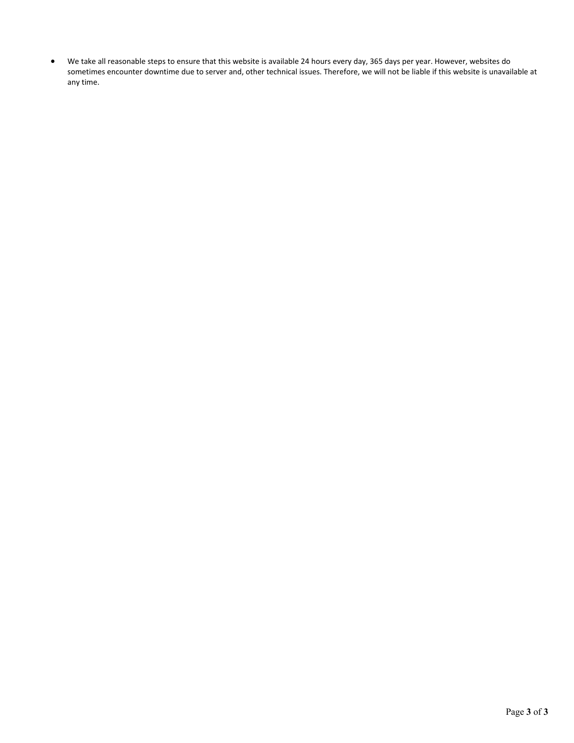- We take all reasonable steps to ensure that this website is available 24 hours every day, 365 days per year. However, websites do sometimes encounter downtime due to server and, other technical issues. Therefore, we will not be liable if this website is unavailable at any time.